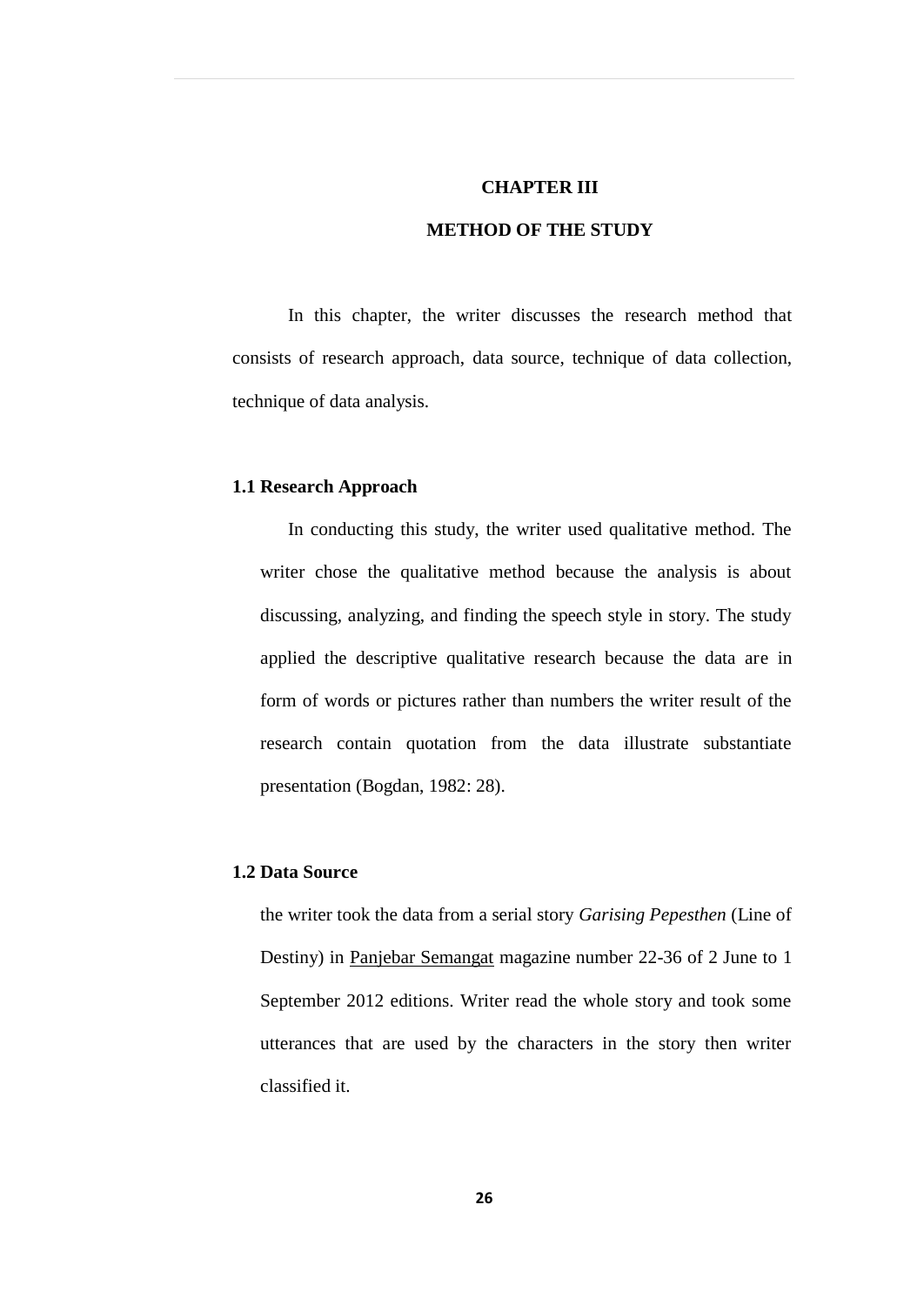# CHAPTER III

# METHOD OF THE STUDY

In this chapter, the writer discusses the research method that consists of research approach, data source, technique of data collection, technique of data analysis.

## 1.1 Research Approach

In conducting this study, the writer used qualitative method. The writer chose the qualitative method because the analysis is about discussing, analyzing, and finding the speech style in story. The study applied the descriptive qualitative research because the data are in form of words or pictures rather than numbers the writer result of the research contain quotation from the data illustrate substantiate presentation (Bogdan, 1982: 28).

## 1.2 Data Source

the writer took the data from a serial story *Garising Pepesthen* (Line of Destiny) in Panjebar Semangat magazine number 22-36 of 2 June to 1 September 2012 editions. Writer read the whole story and took some utterances that are used by the characters in the story then writer classified it.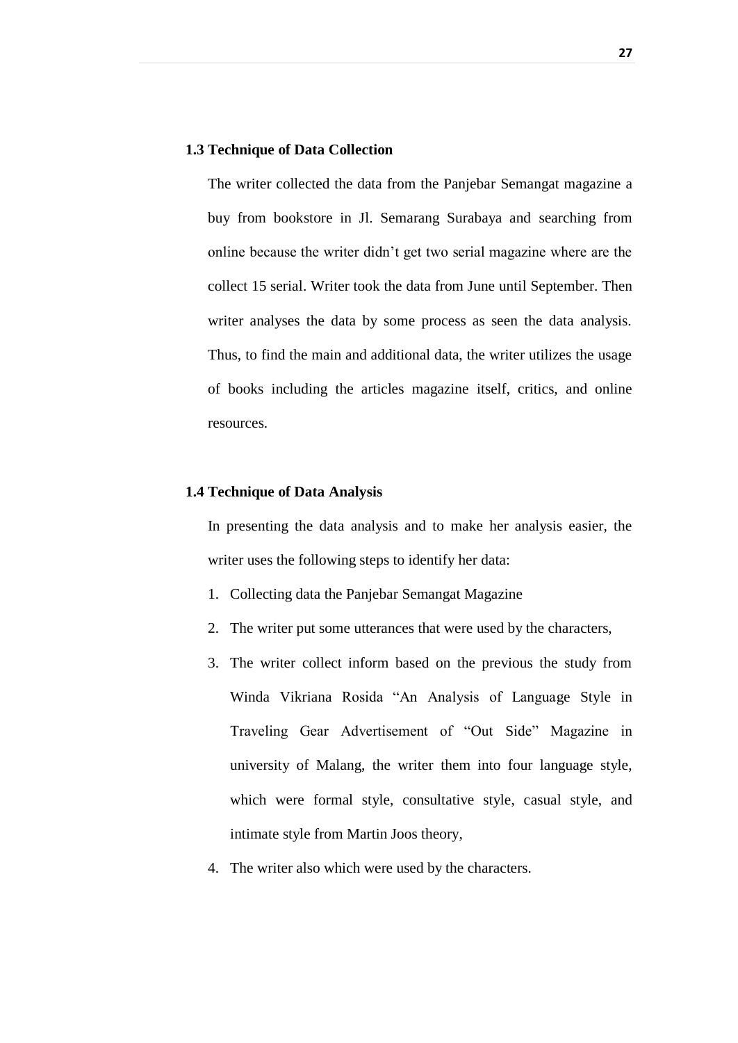### 1.3 Technique of Data Collection

The writer collected the data from the Panjebar Semangat magazine a buy from bookstore in Jl. Semarang Surabaya and searching from online because the writer didn't get two serial magazine where are the collect 15 serial. Writer took the data from June until September. Then writer analyses the data by some process as seen the data analysis. Thus, to find the main and additional data, the writer utilizes the usage of books including the articles magazine itself, critics, and online resources.

### 1.4 Technique of Data Analysis

In presenting the data analysis and to make her analysis easier, the writer uses the following steps to identify her data:

1. Collecting data the Panjebar Semangat Magazine
2. The writer put some utterances that were used by the characters,
3. The writer collect inform based on the previous the study from Winda Vikriana Rosida "An Analysis of Language Style in Traveling Gear Advertisement of "Out Side" Magazine in university of Malang, the writer them into four language style, which were formal style, consultative style, casual style, and intimate style from Martin Joos theory,
4. The writer also which were used by the characters.